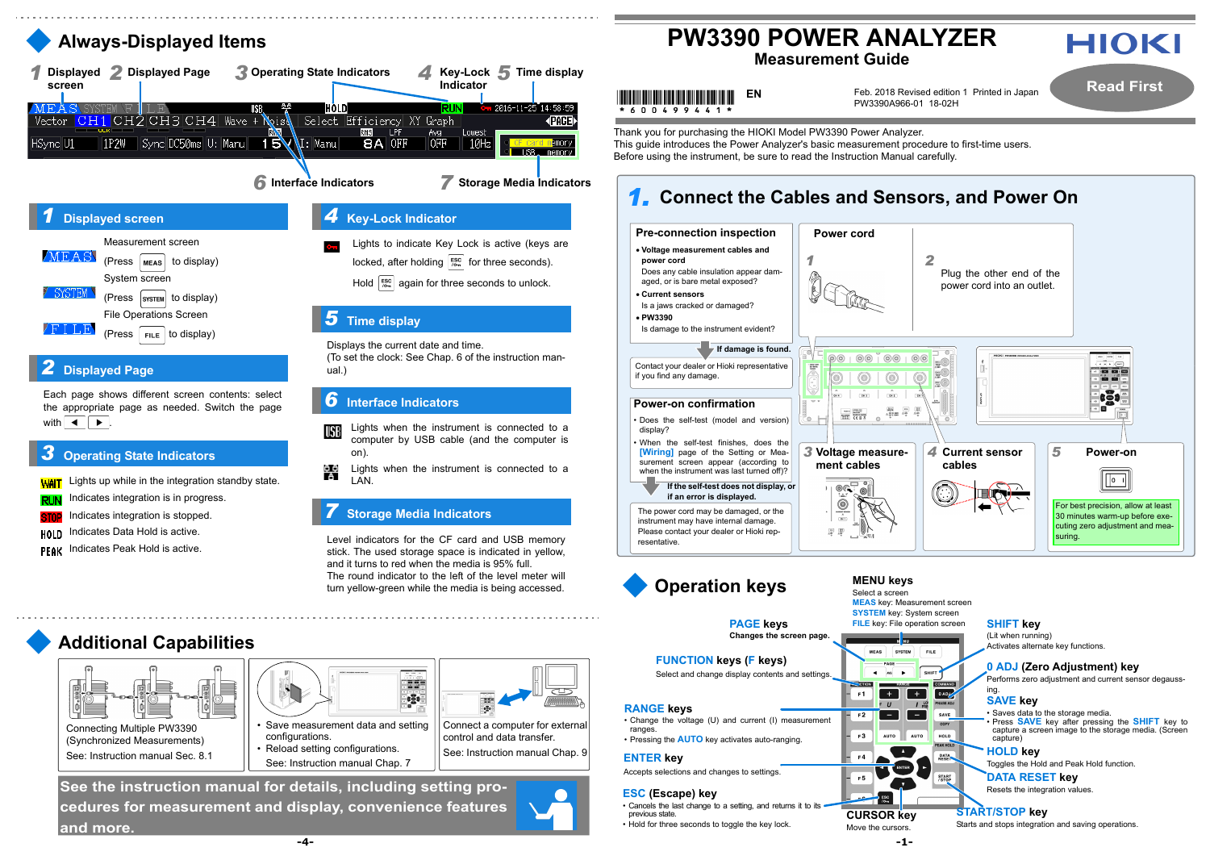# PW3390 POWER ANALYZER

## Measurement Guide

HIOKI

Read First

EN

Feb. 2018 Revised edition 1 Printed in Japan
PW3390A966-01 18-02H

Thank you for purchasing the HIOKI Model PW3390 Power Analyzer.
This guide introduces the Power Analyzer's basic measurement procedure to first-time users.
Before using the instrument, be sure to read the Instruction Manual carefully.

## 1. Connect the Cables and Sensors, and Power On

### Pre-connection inspection

- **Voltage measurement cables and power cord**
  Does any cable insulation appear damaged, or is bare metal exposed?
- **Current sensors**
  Is a jaws cracked or damaged?
- **PW3390**
  Is damage to the instrument evident?

**If damage is found.**

Contact your dealer or Hioki representative if you find any damage.

### Power cord

1

2 Plug the other end of the power cord into an outlet.

### Power-on confirmation

- Does the self-test (model and version) display?
- When the self-test finishes, does the [Wiring] page of the Setting or Measurement screen appear (according to when the instrument was last turned off)?

**If the self-test does not display, or if an error is displayed.**

The power cord may be damaged, or the instrument may have internal damage. Please contact your dealer or Hioki representative.

3 Voltage measurement cables

4 Current sensor cables

5 Power-on

For best precision, allow at least 30 minutes warm-up before executing zero adjustment and measuring.

## Operation keys

**MENU keys**
Select a screen
MEAS key: Measurement screen
SYSTEM key: System screen
FILE key: File operation screen

**PAGE keys**
Changes the screen page.

**FUNCTION keys (F keys)**
Select and change display contents and settings.

**RANGE keys**
- Change the voltage (U) and current (I) measurement ranges.
- Pressing the AUTO key activates auto-ranging.

**ENTER key**
Accepts selections and changes to settings.

**ESC (Escape) key**
- Cancels the last change to a setting, and returns it to its previous state.
- Hold for three seconds to toggle the key lock.

**CURSOR key**
Move the cursors.

**SHIFT key**
(Lit when running)
Activates alternate key functions.

**0 ADJ (Zero Adjustment) key**
Performs zero adjustment and current sensor degaussing.

**SAVE key**
- Saves data to the storage media.
- Press SAVE key after pressing the SHIFT key to capture a screen image to the storage media. (Screen capture)

**HOLD key**
Toggles the Hold and Peak Hold function.

**DATA RESET key**
Resets the integration values.

**START/STOP key**
Starts and stops integration and saving operations.

## Always-Displayed Items

1 Displayed screen 2 Displayed Page 3 Operating State Indicators 4 Key-Lock Indicator 5 Time display 6 Interface Indicators 7 Storage Media Indicators

### 1 Displayed screen

- MEAS: Measurement screen (Press MEAS to display)
- SYSTEM: System screen (Press SYSTEM to display)
- FILE: File Operations Screen (Press FILE to display)

### 2 Displayed Page

Each page shows different screen contents: select the appropriate page as needed. Switch the page with ◀ ▶.

### 3 Operating State Indicators

- WAIT: Lights up while in the integration standby state.
- RUN: Indicates integration is in progress.
- STOP: Indicates integration is stopped.
- HOLD: Indicates Data Hold is active.
- PEAK: Indicates Peak Hold is active.

### 4 Key-Lock Indicator

Lights to indicate Key Lock is active (keys are locked, after holding ESC for three seconds).

Hold ESC again for three seconds to unlock.

### 5 Time display

Displays the current date and time.
(To set the clock: See Chap. 6 of the instruction manual.)

### 6 Interface Indicators

- USB: Lights when the instrument is connected to a computer by USB cable (and the computer is on).
- LAN: Lights when the instrument is connected to a LAN.

### 7 Storage Media Indicators

Level indicators for the CF card and USB memory stick. The used storage space is indicated in yellow, and it turns to red when the media is 95% full.
The round indicator to the left of the level meter will turn yellow-green while the media is being accessed.

## Additional Capabilities

Connecting Multiple PW3390 (Synchronized Measurements)
See: Instruction manual Sec. 8.1

- Save measurement data and setting configurations.
- Reload setting configurations.

See: Instruction manual Chap. 7

Connect a computer for external control and data transfer.
See: Instruction manual Chap. 9

**See the instruction manual for details, including setting procedures for measurement and display, convenience features and more.**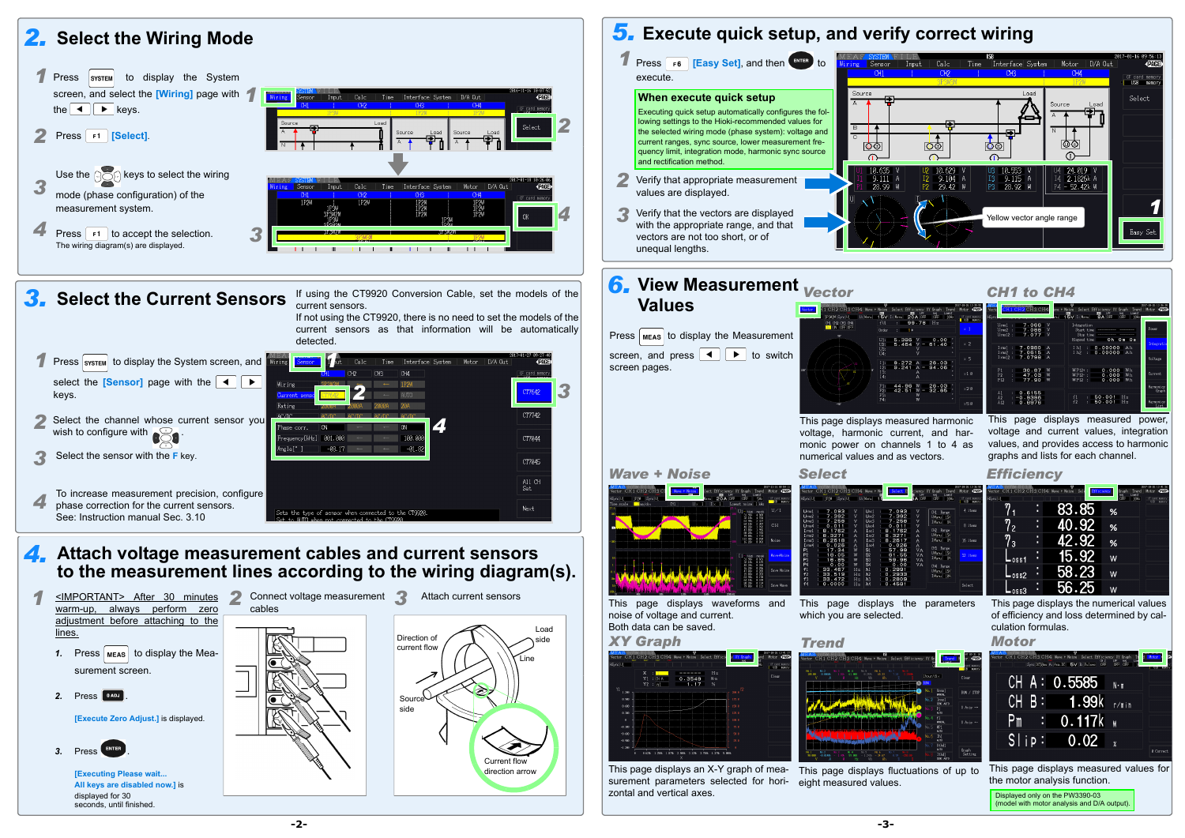## 2. Select the Wiring Mode

1. Press SYSTEM to display the System screen, and select the [Wiring] page with the ◀ ▶ keys.
2. Press F1 [Select].
3. Use the keys to select the wiring mode (phase configuration) of the measurement system.
4. Press F1 to accept the selection.
   The wiring diagram(s) are displayed.

## 3. Select the Current Sensors

If using the CT9920 Conversion Cable, set the models of the current sensors.
If not using the CT9920, there is no need to set the models of the current sensors as that information will be automatically detected.

1. Press SYSTEM to display the System screen, and select the [Sensor] page with the ◀ ▶ keys.
2. Select the channel whose current sensor you wish to configure with .
3. Select the sensor with the F key.
4. To increase measurement precision, configure phase correction for the current sensors.
   See: Instruction manual Sec. 3.10

## 4. Attach voltage measurement cables and current sensors to the measurement lines according to the wiring diagram(s).

1. <IMPORTANT> After 30 minutes warm-up, always perform zero adjustment before attaching to the lines.
   1. Press MEAS to display the Measurement screen.
   2. Press 0 ADJ.
      [Execute Zero Adjust.] is displayed.
   3. Press ENTER.
      [Executing Please wait... All keys are disabled now.] is displayed for 30 seconds, until finished.
2. Connect voltage measurement cables
3. Attach current sensors

Direction of current flow
Load side
Line
Source side
Current flow direction arrow

## 5. Execute quick setup, and verify correct wiring

1. Press F6 [Easy Set], and then ENTER to execute.

**When execute quick setup**

Executing quick setup automatically configures the following settings to the Hioki-recommended values for the selected wiring mode (phase system): voltage and current ranges, sync source, lower measurement frequency limit, integration mode, harmonic sync source and rectification method.

2. Verify that appropriate measurement values are displayed.
3. Verify that the vectors are displayed with the appropriate range, and that vectors are not too short, or of unequal lengths.

Yellow vector angle range

## 6. View Measurement Values

Press MEAS to display the Measurement screen, and press ◀ ▶ to switch screen pages.

**Vector**

This page displays measured harmonic voltage, harmonic current, and harmonic power on channels 1 to 4 as numerical values and as vectors.

**CH1 to CH4**

This page displays measured power, voltage and current values, integration values, and provides access to harmonic graphs and lists for each channel.

**Wave + Noise**

This page displays waveforms and noise of voltage and current.
Both data can be saved.

**Select**

This page displays the parameters which you are selected.

**Efficiency**

This page displays the numerical values of efficiency and loss determined by calculation formulas.

**XY Graph**

This page displays an X-Y graph of measurement parameters selected for horizontal and vertical axes.

**Trend**

This page displays fluctuations of up to eight measured values.

**Motor**

This page displays measured values for the motor analysis function.

Displayed only on the PW3390-03 (model with motor analysis and D/A output).